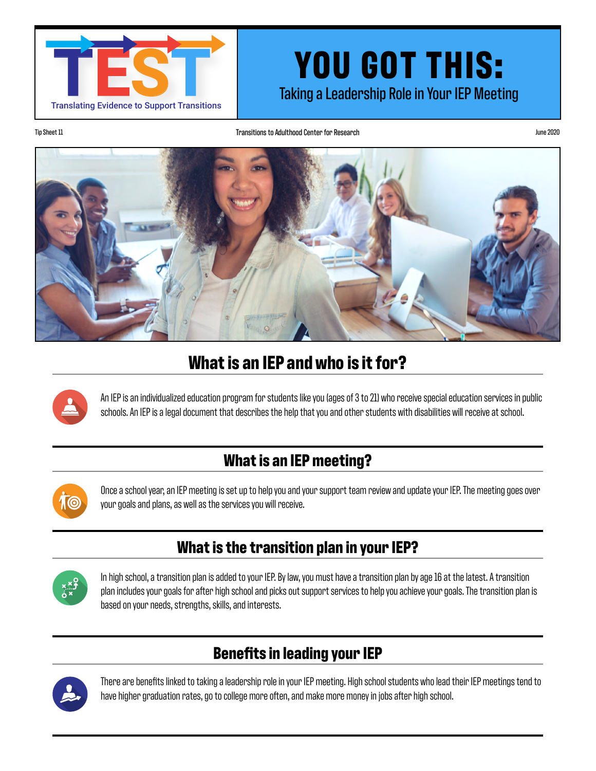TEST

Translating Evidence to Support Transitions

# YOU GOT THIS:

## Taking a Leadership Role in Your IEP Meeting

Tip Sheet 11 | Transitions to Adulthood Center for Research | June 2020

## What is an IEP and who is it for?

An IEP is an individualized education program for students like you (ages of 3 to 21) who receive special education services in public schools. An IEP is a legal document that describes the help that you and other students with disabilities will receive at school.

## What is an IEP meeting?

Once a school year, an IEP meeting is set up to help you and your support team review and update your IEP. The meeting goes over your goals and plans, as well as the services you will receive.

## What is the transition plan in your IEP?

In high school, a transition plan is added to your IEP. By law, you must have a transition plan by age 16 at the latest. A transition plan includes your goals for after high school and picks out support services to help you achieve your goals. The transition plan is based on your needs, strengths, skills, and interests.

## Benefits in leading your IEP

There are benefits linked to taking a leadership role in your IEP meeting. High school students who lead their IEP meetings tend to have higher graduation rates, go to college more often, and make more money in jobs after high school.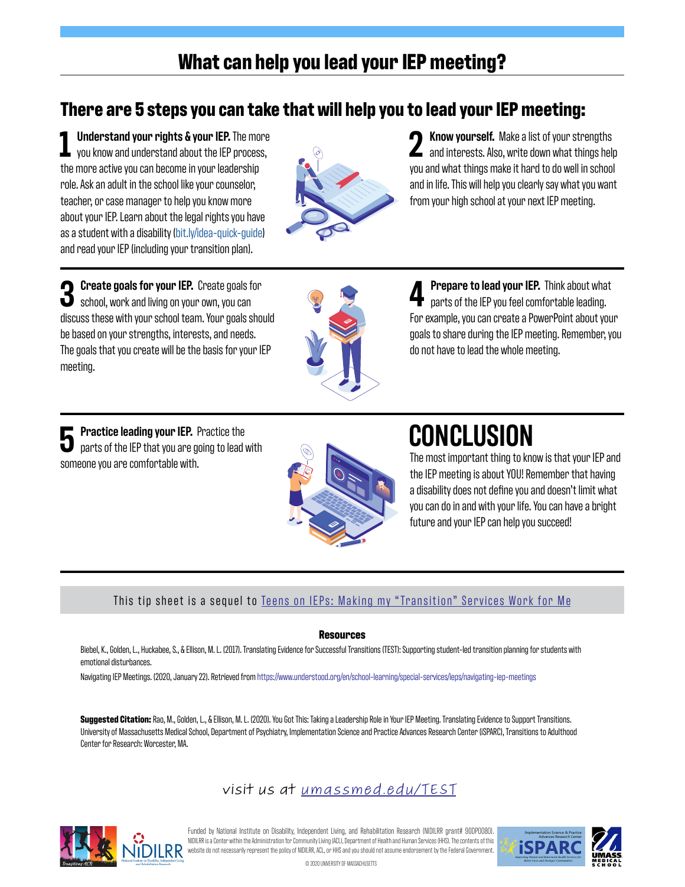# What can help you lead your IEP meeting?

## There are 5 steps you can take that will help you to lead your IEP meeting:

**1 Understand your rights & your IEP.** The more you know and understand about the IEP process, the more active you can become in your leadership role. Ask an adult in the school like your counselor, teacher, or case manager to help you know more about your IEP. Learn about the legal rights you have as a student with a disability (bit.ly/idea-quick-guide) and read your IEP (including your transition plan).

**2 Know yourself.** Make a list of your strengths and interests. Also, write down what things help you and what things make it hard to do well in school and in life. This will help you clearly say what you want from your high school at your next IEP meeting.

**3 Create goals for your IEP.** Create goals for school, work and living on your own, you can discuss these with your school team. Your goals should be based on your strengths, interests, and needs. The goals that you create will be the basis for your IEP meeting.

**4 Prepare to lead your IEP.** Think about what parts of the IEP you feel comfortable leading. For example, you can create a PowerPoint about your goals to share during the IEP meeting. Remember, you do not have to lead the whole meeting.

**5 Practice leading your IEP.** Practice the parts of the IEP that you are going to lead with someone you are comfortable with.

## CONCLUSION

The most important thing to know is that your IEP and the IEP meeting is about YOU! Remember that having a disability does not define you and doesn't limit what you can do in and with your life. You can have a bright future and your IEP can help you succeed!

This tip sheet is a sequel to Teens on IEPs: Making my "Transition" Services Work for Me

### Resources

Biebel, K., Golden, L., Huckabee, S., & Ellison, M. L. (2017). Translating Evidence for Successful Transitions (TEST): Supporting student-led transition planning for students with emotional disturbances.

Navigating IEP Meetings. (2020, January 22). Retrieved from https://www.understood.org/en/school-learning/special-services/ieps/navigating-iep-meetings

**Suggested Citation:** Rao, M., Golden, L., & Ellison, M. L. (2020). You Got This: Taking a Leadership Role in Your IEP Meeting. Translating Evidence to Support Transitions. University of Massachusetts Medical School, Department of Psychiatry, Implementation Science and Practice Advances Research Center (iSPARC), Transitions to Adulthood Center for Research: Worcester, MA.

visit us at umassmed.edu/TEST

Funded by National Institute on Disability, Independent Living, and Rehabilitation Research (NIDILRR grant# 90DP0080). NIDILRR is a Center within the Administration for Community Living (ACL), Department of Health and Human Services (HHS). The contents of this website do not necessarily represent the policy of NIDILRR, ACL, or HHS and you should not assume endorsement by the Federal Government.

© 2020 UNIVERSITY OF MASSACHUSETTS